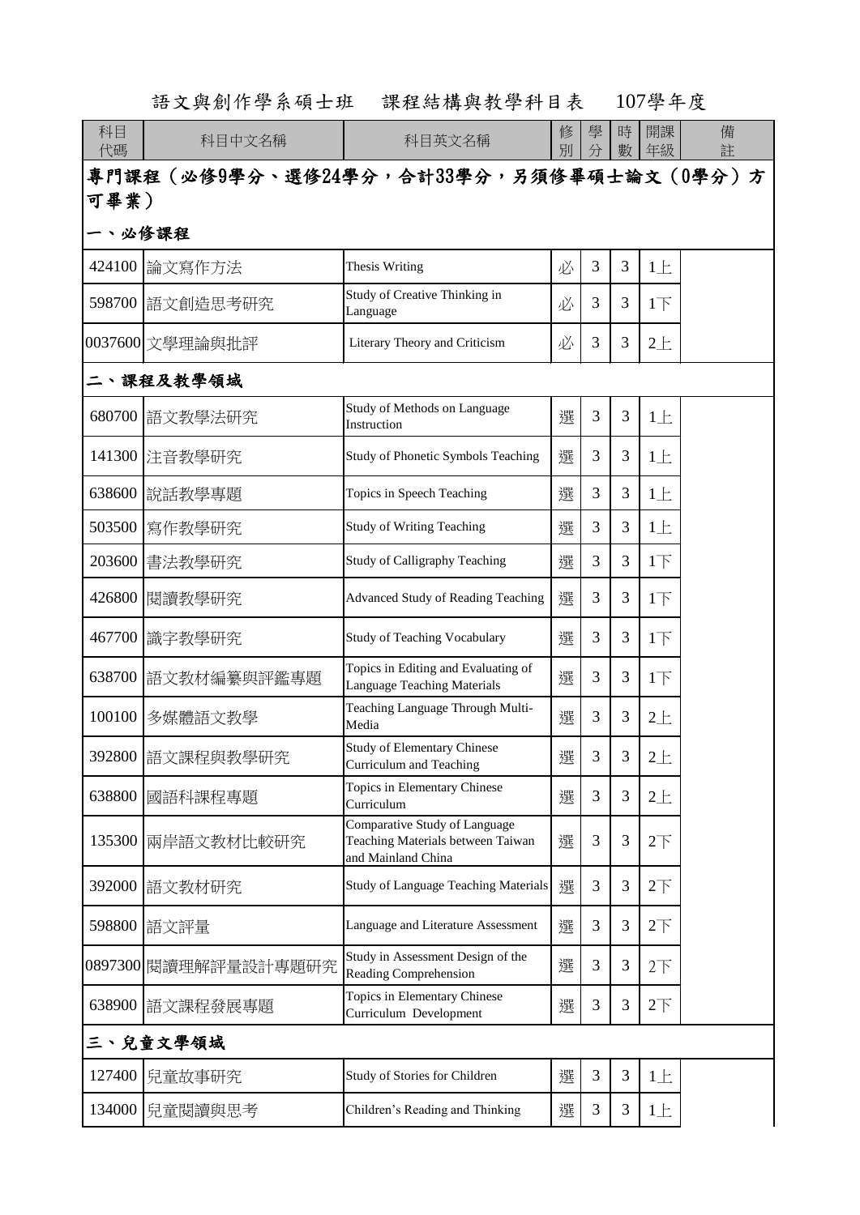# 語文與創作學系碩士班　課程結構與教學科目表　107學年度

| 科目代碼 | 科目中文名稱 | 科目英文名稱 | 修別 | 學分 | 時數 | 開課年級 | 備註 |
|---|---|---|---|---|---|---|---|
| **專門課程（必修9學分、選修24學分，合計33學分，另須修畢碩士論文（0學分）方可畢業）** | | | | | | | |
| **一、必修課程** | | | | | | | |
| 424100 | 論文寫作方法 | Thesis Writing | 必 | 3 | 3 | 1上 | |
| 598700 | 語文創造思考研究 | Study of Creative Thinking in Language | 必 | 3 | 3 | 1下 | |
| 0037600 | 文學理論與批評 | Literary Theory and Criticism | 必 | 3 | 3 | 2上 | |
| **二、課程及教學領域** | | | | | | | |
| 680700 | 語文教學法研究 | Study of Methods on Language Instruction | 選 | 3 | 3 | 1上 | |
| 141300 | 注音教學研究 | Study of Phonetic Symbols Teaching | 選 | 3 | 3 | 1上 | |
| 638600 | 說話教學專題 | Topics in Speech Teaching | 選 | 3 | 3 | 1上 | |
| 503500 | 寫作教學研究 | Study of Writing Teaching | 選 | 3 | 3 | 1上 | |
| 203600 | 書法教學研究 | Study of Calligraphy Teaching | 選 | 3 | 3 | 1下 | |
| 426800 | 閱讀教學研究 | Advanced Study of Reading Teaching | 選 | 3 | 3 | 1下 | |
| 467700 | 識字教學研究 | Study of Teaching Vocabulary | 選 | 3 | 3 | 1下 | |
| 638700 | 語文教材編纂與評鑑專題 | Topics in Editing and Evaluating of Language Teaching Materials | 選 | 3 | 3 | 1下 | |
| 100100 | 多媒體語文教學 | Teaching Language Through Multi-Media | 選 | 3 | 3 | 2上 | |
| 392800 | 語文課程與教學研究 | Study of Elementary Chinese Curriculum and Teaching | 選 | 3 | 3 | 2上 | |
| 638800 | 國語科課程專題 | Topics in Elementary Chinese Curriculum | 選 | 3 | 3 | 2上 | |
| 135300 | 兩岸語文教材比較研究 | Comparative Study of Language Teaching Materials between Taiwan and Mainland China | 選 | 3 | 3 | 2下 | |
| 392000 | 語文教材研究 | Study of Language Teaching Materials | 選 | 3 | 3 | 2下 | |
| 598800 | 語文評量 | Language and Literature Assessment | 選 | 3 | 3 | 2下 | |
| 0897300 | 閱讀理解評量設計專題研究 | Study in Assessment Design of the Reading Comprehension | 選 | 3 | 3 | 2下 | |
| 638900 | 語文課程發展專題 | Topics in Elementary Chinese Curriculum Development | 選 | 3 | 3 | 2下 | |
| **三、兒童文學領域** | | | | | | | |
| 127400 | 兒童故事研究 | Study of Stories for Children | 選 | 3 | 3 | 1上 | |
| 134000 | 兒童閱讀與思考 | Children’s Reading and Thinking | 選 | 3 | 3 | 1上 | |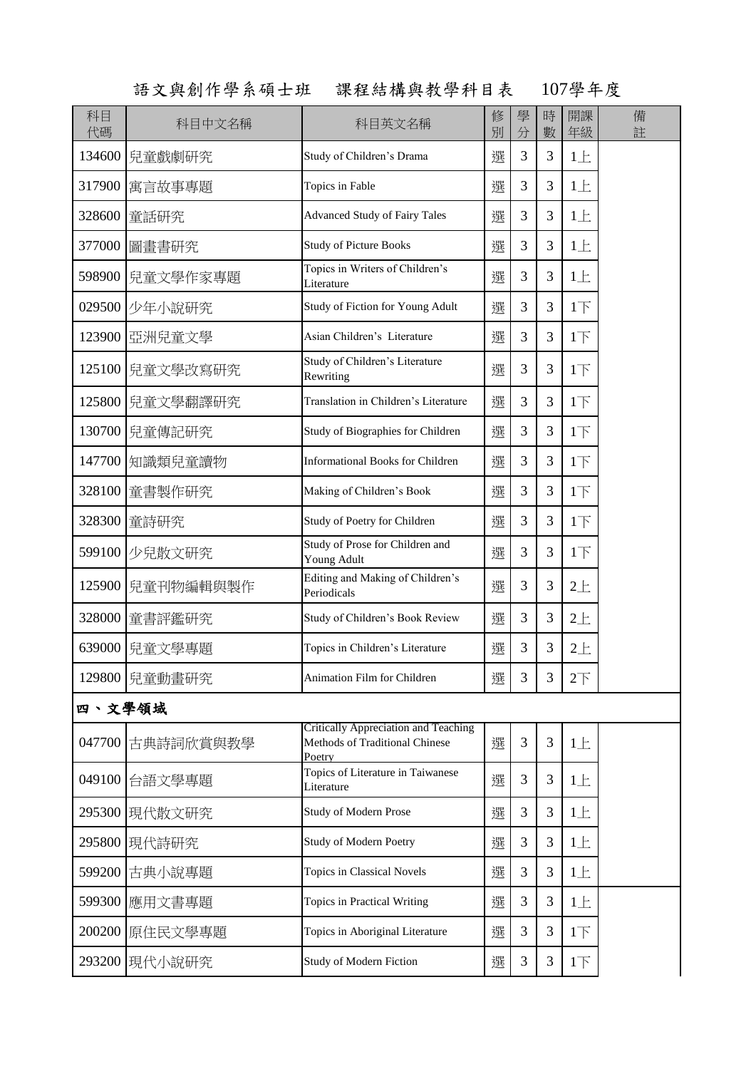# 語文與創作學系碩士班　課程結構與教學科目表　107學年度

| 科目代碼 | 科目中文名稱 | 科目英文名稱 | 修別 | 學分 | 時數 | 開課年級 | 備註 |
|---|---|---|---|---|---|---|---|
| 134600 | 兒童戲劇研究 | Study of Children's Drama | 選 | 3 | 3 | 1上 | |
| 317900 | 寓言故事專題 | Topics in Fable | 選 | 3 | 3 | 1上 | |
| 328600 | 童話研究 | Advanced Study of Fairy Tales | 選 | 3 | 3 | 1上 | |
| 377000 | 圖畫書研究 | Study of Picture Books | 選 | 3 | 3 | 1上 | |
| 598900 | 兒童文學作家專題 | Topics in Writers of Children's Literature | 選 | 3 | 3 | 1上 | |
| 029500 | 少年小說研究 | Study of Fiction for Young Adult | 選 | 3 | 3 | 1下 | |
| 123900 | 亞洲兒童文學 | Asian Children's Literature | 選 | 3 | 3 | 1下 | |
| 125100 | 兒童文學改寫研究 | Study of Children's Literature Rewriting | 選 | 3 | 3 | 1下 | |
| 125800 | 兒童文學翻譯研究 | Translation in Children's Literature | 選 | 3 | 3 | 1下 | |
| 130700 | 兒童傳記研究 | Study of Biographies for Children | 選 | 3 | 3 | 1下 | |
| 147700 | 知識類兒童讀物 | Informational Books for Children | 選 | 3 | 3 | 1下 | |
| 328100 | 童書製作研究 | Making of Children's Book | 選 | 3 | 3 | 1下 | |
| 328300 | 童詩研究 | Study of Poetry for Children | 選 | 3 | 3 | 1下 | |
| 599100 | 少兒散文研究 | Study of Prose for Children and Young Adult | 選 | 3 | 3 | 1下 | |
| 125900 | 兒童刊物編輯與製作 | Editing and Making of Children's Periodicals | 選 | 3 | 3 | 2上 | |
| 328000 | 童書評鑑研究 | Study of Children's Book Review | 選 | 3 | 3 | 2上 | |
| 639000 | 兒童文學專題 | Topics in Children's Literature | 選 | 3 | 3 | 2上 | |
| 129800 | 兒童動畫研究 | Animation Film for Children | 選 | 3 | 3 | 2下 | |
| **四、文學領域** | | | | | | | |
| 047700 | 古典詩詞欣賞與教學 | Critically Appreciation and Teaching Methods of Traditional Chinese Poetry | 選 | 3 | 3 | 1上 | |
| 049100 | 台語文學專題 | Topics of Literature in Taiwanese Literature | 選 | 3 | 3 | 1上 | |
| 295300 | 現代散文研究 | Study of Modern Prose | 選 | 3 | 3 | 1上 | |
| 295800 | 現代詩研究 | Study of Modern Poetry | 選 | 3 | 3 | 1上 | |
| 599200 | 古典小說專題 | Topics in Classical Novels | 選 | 3 | 3 | 1上 | |
| 599300 | 應用文書專題 | Topics in Practical Writing | 選 | 3 | 3 | 1上 | |
| 200200 | 原住民文學專題 | Topics in Aboriginal Literature | 選 | 3 | 3 | 1下 | |
| 293200 | 現代小說研究 | Study of Modern Fiction | 選 | 3 | 3 | 1下 | |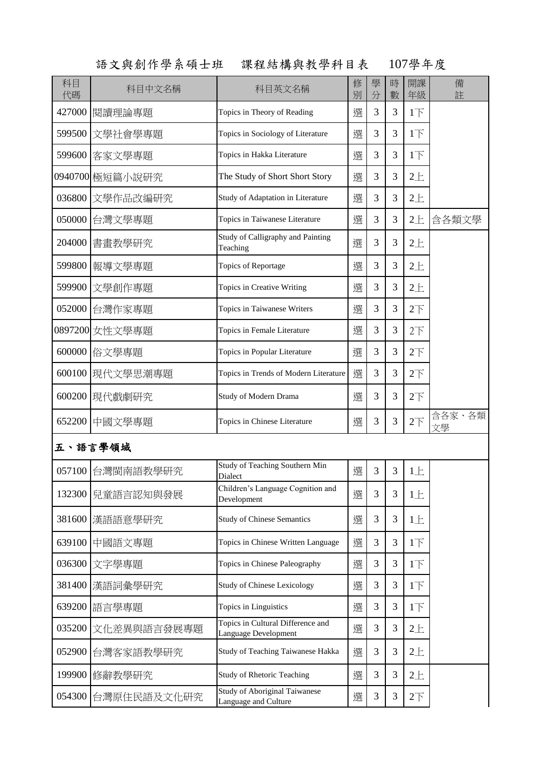# 語文與創作學系碩士班　課程結構與教學科目表　107學年度

| 科目代碼 | 科目中文名稱 | 科目英文名稱 | 修別 | 學分 | 時數 | 開課年級 | 備註 |
|---|---|---|---|---|---|---|---|
| 427000 | 閱讀理論專題 | Topics in Theory of Reading | 選 | 3 | 3 | 1下 | |
| 599500 | 文學社會學專題 | Topics in Sociology of Literature | 選 | 3 | 3 | 1下 | |
| 599600 | 客家文學專題 | Topics in Hakka Literature | 選 | 3 | 3 | 1下 | |
| 0940700 | 極短篇小說研究 | The Study of Short Short Story | 選 | 3 | 3 | 2上 | |
| 036800 | 文學作品改編研究 | Study of Adaptation in Literature | 選 | 3 | 3 | 2上 | |
| 050000 | 台灣文學專題 | Topics in Taiwanese Literature | 選 | 3 | 3 | 2上 | 含各類文學 |
| 204000 | 書畫教學研究 | Study of Calligraphy and Painting Teaching | 選 | 3 | 3 | 2上 | |
| 599800 | 報導文學專題 | Topics of Reportage | 選 | 3 | 3 | 2上 | |
| 599900 | 文學創作專題 | Topics in Creative Writing | 選 | 3 | 3 | 2上 | |
| 052000 | 台灣作家專題 | Topics in Taiwanese Writers | 選 | 3 | 3 | 2下 | |
| 0897200 | 女性文學專題 | Topics in Female Literature | 選 | 3 | 3 | 2下 | |
| 600000 | 俗文學專題 | Topics in Popular Literature | 選 | 3 | 3 | 2下 | |
| 600100 | 現代文學思潮專題 | Topics in Trends of Modern Literature | 選 | 3 | 3 | 2下 | |
| 600200 | 現代戲劇研究 | Study of Modern Drama | 選 | 3 | 3 | 2下 | |
| 652200 | 中國文學專題 | Topics in Chinese Literature | 選 | 3 | 3 | 2下 | 含各家、各類文學 |
| **五、語言學領域** | | | | | | | |
| 057100 | 台灣閩南語教學研究 | Study of Teaching Southern Min Dialect | 選 | 3 | 3 | 1上 | |
| 132300 | 兒童語言認知與發展 | Children's Language Cognition and Development | 選 | 3 | 3 | 1上 | |
| 381600 | 漢語語意學研究 | Study of Chinese Semantics | 選 | 3 | 3 | 1上 | |
| 639100 | 中國語文專題 | Topics in Chinese Written Language | 選 | 3 | 3 | 1下 | |
| 036300 | 文字學專題 | Topics in Chinese Paleography | 選 | 3 | 3 | 1下 | |
| 381400 | 漢語詞彙學研究 | Study of Chinese Lexicology | 選 | 3 | 3 | 1下 | |
| 639200 | 語言學專題 | Topics in Linguistics | 選 | 3 | 3 | 1下 | |
| 035200 | 文化差異與語言發展專題 | Topics in Cultural Difference and Language Development | 選 | 3 | 3 | 2上 | |
| 052900 | 台灣客家語教學研究 | Study of Teaching Taiwanese Hakka | 選 | 3 | 3 | 2上 | |
| 199900 | 修辭教學研究 | Study of Rhetoric Teaching | 選 | 3 | 3 | 2上 | |
| 054300 | 台灣原住民語及文化研究 | Study of Aboriginal Taiwanese Language and Culture | 選 | 3 | 3 | 2下 | |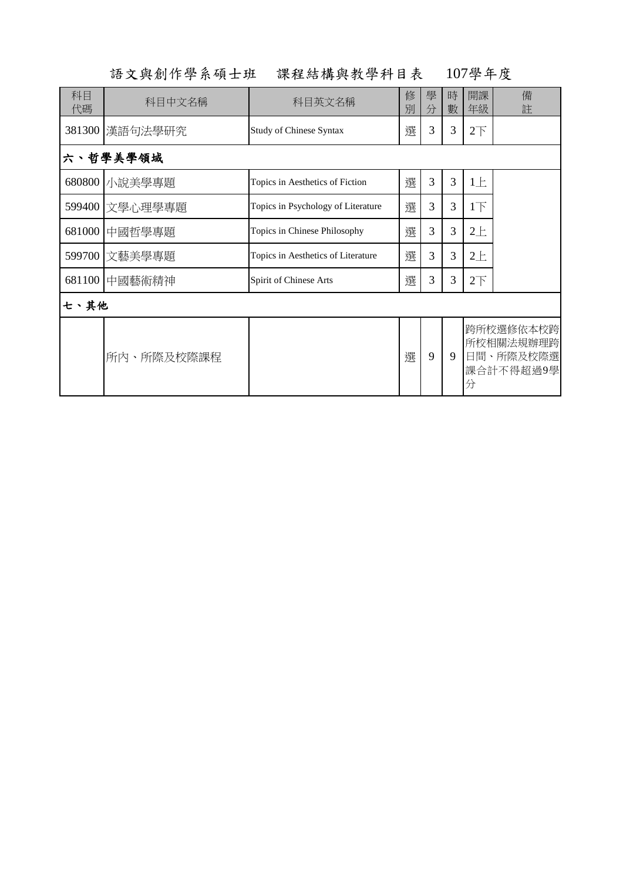# 語文與創作學系碩士班　課程結構與教學科目表　107學年度

| 科目代碼 | 科目中文名稱 | 科目英文名稱 | 修別 | 學分 | 時數 | 開課年級 | 備註 |
|---|---|---|---|---|---|---|---|
| 381300 | 漢語句法學研究 | Study of Chinese Syntax | 選 | 3 | 3 | 2下 | |
| **六、哲學美學領域** | | | | | | | |
| 680800 | 小說美學專題 | Topics in Aesthetics of Fiction | 選 | 3 | 3 | 1上 | |
| 599400 | 文學心理學專題 | Topics in Psychology of Literature | 選 | 3 | 3 | 1下 | |
| 681000 | 中國哲學專題 | Topics in Chinese Philosophy | 選 | 3 | 3 | 2上 | |
| 599700 | 文藝美學專題 | Topics in Aesthetics of Literature | 選 | 3 | 3 | 2上 | |
| 681100 | 中國藝術精神 | Spirit of Chinese Arts | 選 | 3 | 3 | 2下 | |
| **七、其他** | | | | | | | |
| | 所內、所際及校際課程 | | 選 | 9 | 9 | 跨所校選修依本校跨所校相關法規辦理跨日間、所際及校際選課合計不得超過9學分 | |